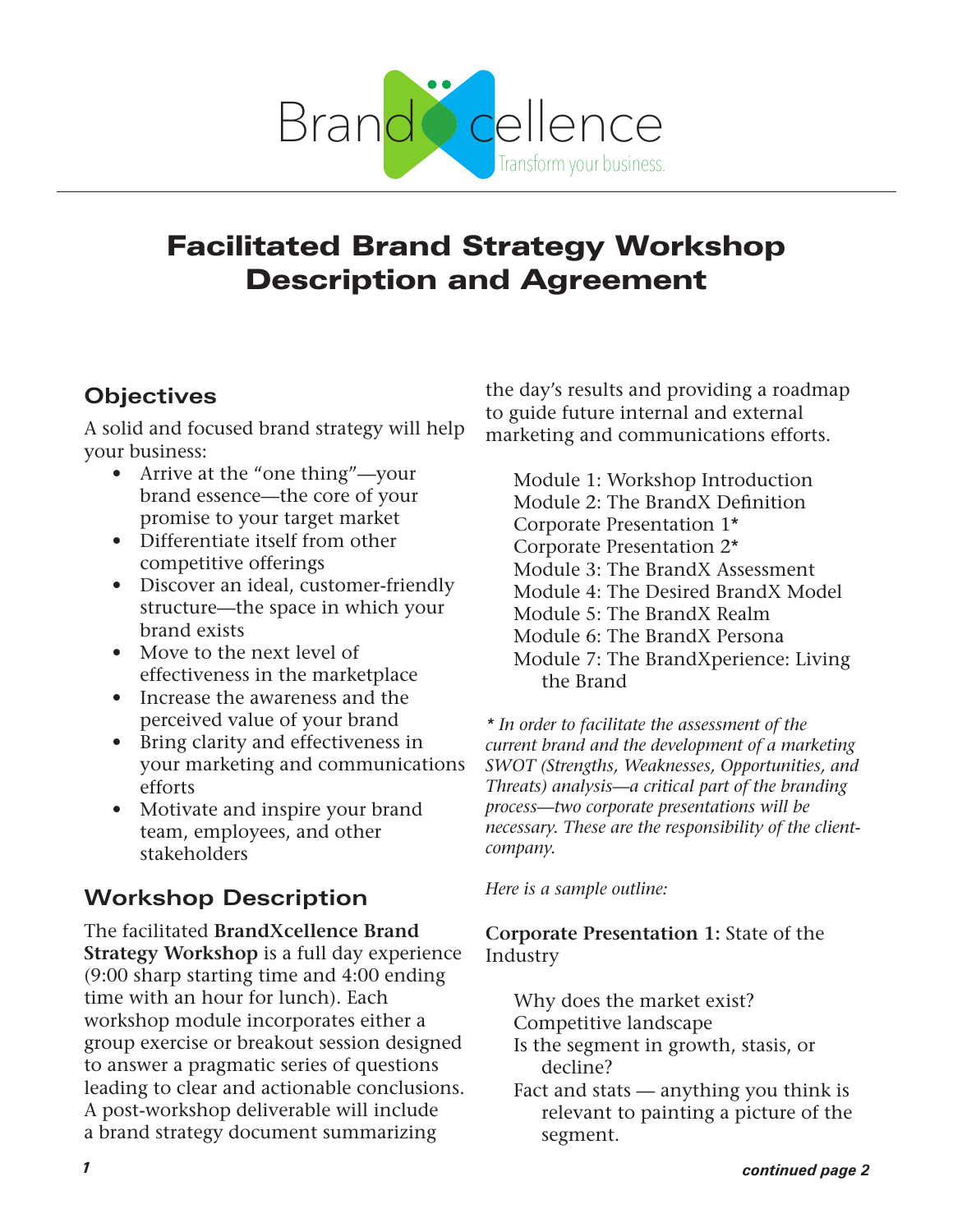BrandXcellence

Transform your business.

# Facilitated Brand Strategy Workshop Description and Agreement

## Objectives

A solid and focused brand strategy will help your business:

- Arrive at the "one thing"—your brand essence—the core of your promise to your target market
- Differentiate itself from other competitive offerings
- Discover an ideal, customer-friendly structure—the space in which your brand exists
- Move to the next level of effectiveness in the marketplace
- Increase the awareness and the perceived value of your brand
- Bring clarity and effectiveness in your marketing and communications efforts
- Motivate and inspire your brand team, employees, and other stakeholders

## Workshop Description

The facilitated **BrandXcellence Brand Strategy Workshop** is a full day experience (9:00 sharp starting time and 4:00 ending time with an hour for lunch). Each workshop module incorporates either a group exercise or breakout session designed to answer a pragmatic series of questions leading to clear and actionable conclusions. A post-workshop deliverable will include a brand strategy document summarizing the day's results and providing a roadmap to guide future internal and external marketing and communications efforts.

Module 1: Workshop Introduction
Module 2: The BrandX Definition
Corporate Presentation 1*
Corporate Presentation 2*
Module 3: The BrandX Assessment
Module 4: The Desired BrandX Model
Module 5: The BrandX Realm
Module 6: The BrandX Persona
Module 7: The BrandXperience: Living the Brand

*\* In order to facilitate the assessment of the current brand and the development of a marketing SWOT (Strengths, Weaknesses, Opportunities, and Threats) analysis—a critical part of the branding process—two corporate presentations will be necessary. These are the responsibility of the client-company.*

*Here is a sample outline:*

**Corporate Presentation 1:** State of the Industry

Why does the market exist?
Competitive landscape
Is the segment in growth, stasis, or decline?
Fact and stats — anything you think is relevant to painting a picture of the segment.

**continued page 2**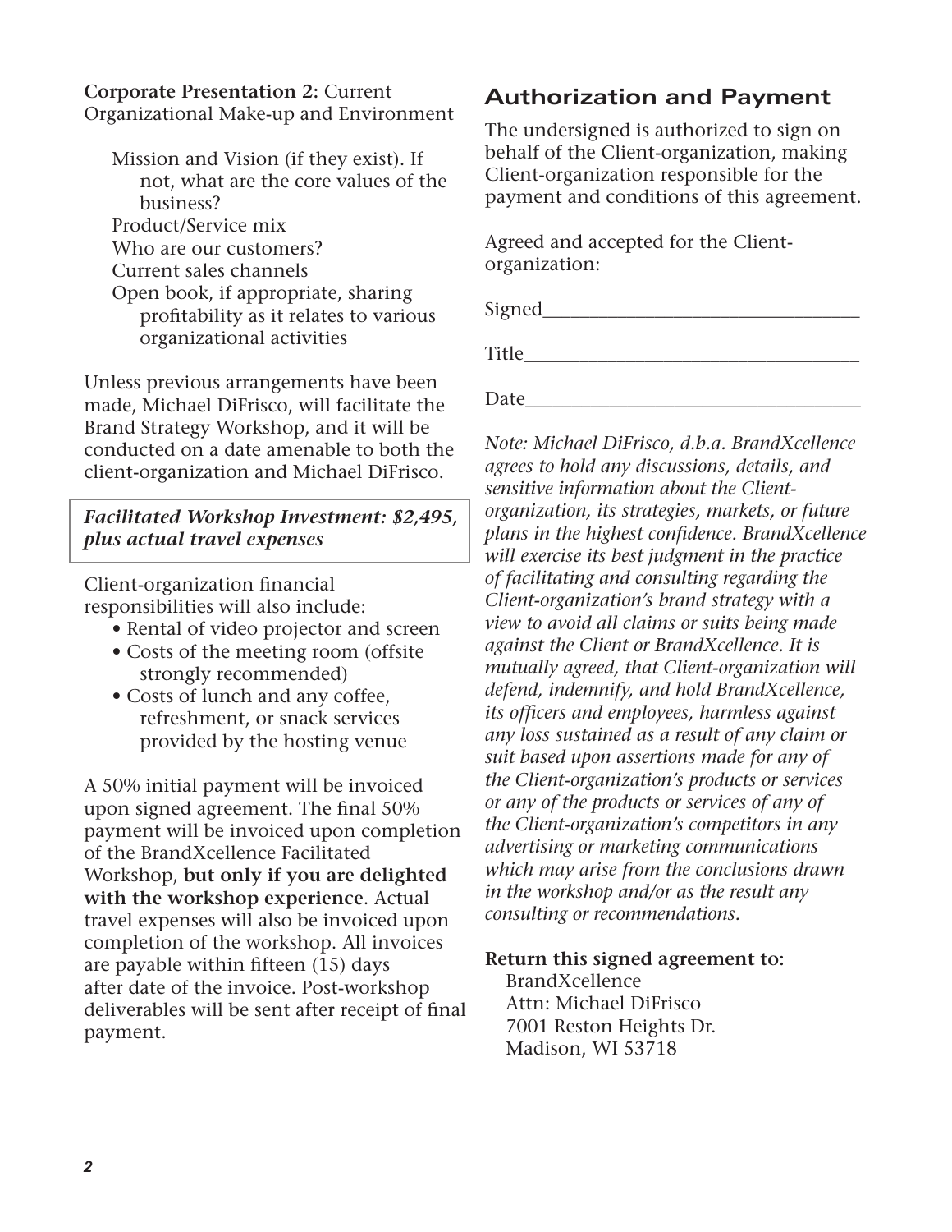**Corporate Presentation 2:** Current Organizational Make-up and Environment

- Mission and Vision (if they exist). If not, what are the core values of the business?
- Product/Service mix
- Who are our customers?
- Current sales channels
- Open book, if appropriate, sharing profitability as it relates to various organizational activities

Unless previous arrangements have been made, Michael DiFrisco, will facilitate the Brand Strategy Workshop, and it will be conducted on a date amenable to both the client-organization and Michael DiFrisco.

***Facilitated Workshop Investment: $2,495, plus actual travel expenses***

Client-organization financial responsibilities will also include:

- Rental of video projector and screen
- Costs of the meeting room (offsite strongly recommended)
- Costs of lunch and any coffee, refreshment, or snack services provided by the hosting venue

A 50% initial payment will be invoiced upon signed agreement. The final 50% payment will be invoiced upon completion of the BrandXcellence Facilitated Workshop, **but only if you are delighted with the workshop experience**. Actual travel expenses will also be invoiced upon completion of the workshop. All invoices are payable within fifteen (15) days after date of the invoice. Post-workshop deliverables will be sent after receipt of final payment.

## Authorization and Payment

The undersigned is authorized to sign on behalf of the Client-organization, making Client-organization responsible for the payment and conditions of this agreement.

Agreed and accepted for the Client-organization:

Signed\_\_\_\_\_\_\_\_\_\_\_\_\_\_\_\_\_\_\_\_\_\_\_\_\_\_\_\_\_\_\_\_\_\_

Title\_\_\_\_\_\_\_\_\_\_\_\_\_\_\_\_\_\_\_\_\_\_\_\_\_\_\_\_\_\_\_\_\_\_\_\_

Date\_\_\_\_\_\_\_\_\_\_\_\_\_\_\_\_\_\_\_\_\_\_\_\_\_\_\_\_\_\_\_\_\_\_\_\_

*Note: Michael DiFrisco, d.b.a. BrandXcellence agrees to hold any discussions, details, and sensitive information about the Client-organization, its strategies, markets, or future plans in the highest confidence. BrandXcellence will exercise its best judgment in the practice of facilitating and consulting regarding the Client-organization's brand strategy with a view to avoid all claims or suits being made against the Client or BrandXcellence. It is mutually agreed, that Client-organization will defend, indemnify, and hold BrandXcellence, its officers and employees, harmless against any loss sustained as a result of any claim or suit based upon assertions made for any of the Client-organization's products or services or any of the products or services of any of the Client-organization's competitors in any advertising or marketing communications which may arise from the conclusions drawn in the workshop and/or as the result any consulting or recommendations.*

**Return this signed agreement to:**

BrandXcellence
Attn: Michael DiFrisco
7001 Reston Heights Dr.
Madison, WI 53718